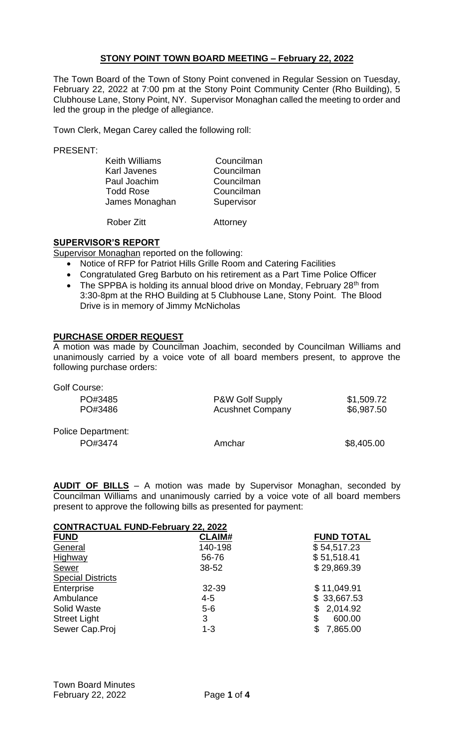## STONY POINT TOWN BOARD MEETING – February 22, 2022

The Town Board of the Town of Stony Point convened in Regular Session on Tuesday, February 22, 2022 at 7:00 pm at the Stony Point Community Center (Rho Building), 5 Clubhouse Lane, Stony Point, NY. Supervisor Monaghan called the meeting to order and led the group in the pledge of allegiance.

Town Clerk, Megan Carey called the following roll:

PRESENT:

| | |
|---|---|
| Keith Williams | Councilman |
| Karl Javenes | Councilman |
| Paul Joachim | Councilman |
| Todd Rose | Councilman |
| James Monaghan | Supervisor |
| Rober Zitt | Attorney |

### SUPERVISOR'S REPORT

Supervisor Monaghan reported on the following:

- Notice of RFP for Patriot Hills Grille Room and Catering Facilities
- Congratulated Greg Barbuto on his retirement as a Part Time Police Officer
- The SPPBA is holding its annual blood drive on Monday, February 28th from 3:30-8pm at the RHO Building at 5 Clubhouse Lane, Stony Point. The Blood Drive is in memory of Jimmy McNicholas

### PURCHASE ORDER REQUEST

A motion was made by Councilman Joachim, seconded by Councilman Williams and unanimously carried by a voice vote of all board members present, to approve the following purchase orders:

| | | |
|---|---|---|
| **Golf Course:** | | |
| PO#3485 | P&W Golf Supply | $1,509.72 |
| PO#3486 | Acushnet Company | $6,987.50 |
| **Police Department:** | | |
| PO#3474 | Amchar | $8,405.00 |

**AUDIT OF BILLS** – A motion was made by Supervisor Monaghan, seconded by Councilman Williams and unanimously carried by a voice vote of all board members present to approve the following bills as presented for payment:

**CONTRACTUAL FUND-February 22, 2022**

| FUND | CLAIM# | FUND TOTAL |
|---|---|---|
| General | 140-198 | $ 54,517.23 |
| Highway | 56-76 | $ 51,518.41 |
| Sewer | 38-52 | $ 29,869.39 |
| Special Districts | | |
| Enterprise | 32-39 | $ 11,049.91 |
| Ambulance | 4-5 | $ 33,667.53 |
| Solid Waste | 5-6 | $ 2,014.92 |
| Street Light | 3 | $ 600.00 |
| Sewer Cap.Proj | 1-3 | $ 7,865.00 |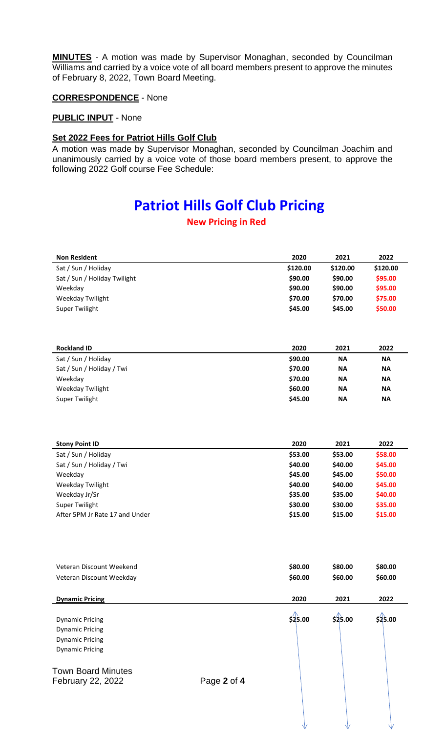**MINUTES** - A motion was made by Supervisor Monaghan, seconded by Councilman Williams and carried by a voice vote of all board members present to approve the minutes of February 8, 2022, Town Board Meeting.

**CORRESPONDENCE** - None

**PUBLIC INPUT** - None

**Set 2022 Fees for Patriot Hills Golf Club**

A motion was made by Supervisor Monaghan, seconded by Councilman Joachim and unanimously carried by a voice vote of those board members present, to approve the following 2022 Golf course Fee Schedule:

# Patriot Hills Golf Club Pricing

**New Pricing in Red**

| Non Resident | 2020 | 2021 | 2022 |
|---|---|---|---|
| Sat / Sun / Holiday | $120.00 | $120.00 | $120.00 |
| Sat / Sun / Holiday Twilight | $90.00 | $90.00 | $95.00 |
| Weekday | $90.00 | $90.00 | $95.00 |
| Weekday Twilight | $70.00 | $70.00 | $75.00 |
| Super Twilight | $45.00 | $45.00 | $50.00 |

| Rockland ID | 2020 | 2021 | 2022 |
|---|---|---|---|
| Sat / Sun / Holiday | $90.00 | NA | NA |
| Sat / Sun / Holiday / Twi | $70.00 | NA | NA |
| Weekday | $70.00 | NA | NA |
| Weekday Twilight | $60.00 | NA | NA |
| Super Twilight | $45.00 | NA | NA |

| Stony Point ID | 2020 | 2021 | 2022 |
|---|---|---|---|
| Sat / Sun / Holiday | $53.00 | $53.00 | $58.00 |
| Sat / Sun / Holiday / Twi | $40.00 | $40.00 | $45.00 |
| Weekday | $45.00 | $45.00 | $50.00 |
| Weekday Twilight | $40.00 | $40.00 | $45.00 |
| Weekday Jr/Sr | $35.00 | $35.00 | $40.00 |
| Super Twilight | $30.00 | $30.00 | $35.00 |
| After 5PM Jr Rate 17 and Under | $15.00 | $15.00 | $15.00 |

| | 2020 | 2021 | 2022 |
|---|---|---|---|
| Veteran Discount Weekend | $80.00 | $80.00 | $80.00 |
| Veteran Discount Weekday | $60.00 | $60.00 | $60.00 |

| Dynamic Pricing | 2020 | 2021 | 2022 |
|---|---|---|---|
| Dynamic Pricing | $25.00 | $25.00 | $25.00 |
| Dynamic Pricing | | | |
| Dynamic Pricing | | | |
| Dynamic Pricing | | | |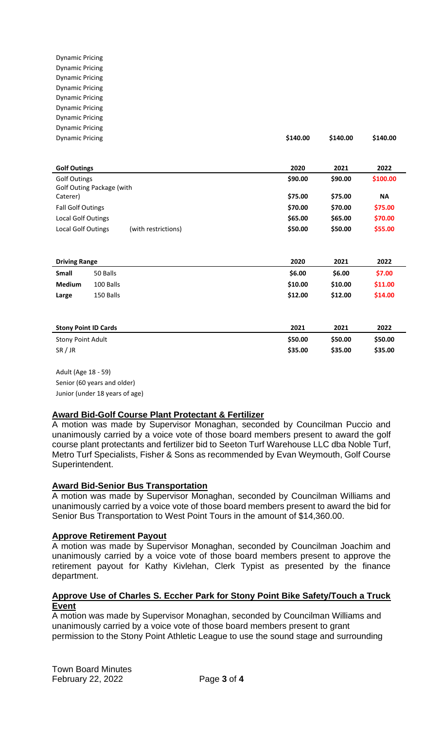| | | | |
|---|---|---|---|
| Dynamic Pricing | | | |
| Dynamic Pricing | | | |
| Dynamic Pricing | | | |
| Dynamic Pricing | | | |
| Dynamic Pricing | | | |
| Dynamic Pricing | | | |
| Dynamic Pricing | | | |
| Dynamic Pricing | | | |
| Dynamic Pricing | **$140.00** | **$140.00** | **$140.00** |

| **Golf Outings** | **2020** | **2021** | **2022** |
|---|---|---|---|
| Golf Outings | **$90.00** | **$90.00** | **$100.00** |
| Golf Outing Package (with Caterer) | **$75.00** | **$75.00** | **NA** |
| Fall Golf Outings | **$70.00** | **$70.00** | **$75.00** |
| Local Golf Outings | **$65.00** | **$65.00** | **$70.00** |
| Local Golf Outings (with restrictions) | **$50.00** | **$50.00** | **$55.00** |

| **Driving Range** | | **2020** | **2021** | **2022** |
|---|---|---|---|---|
| **Small** | 50 Balls | **$6.00** | **$6.00** | **$7.00** |
| **Medium** | 100 Balls | **$10.00** | **$10.00** | **$11.00** |
| **Large** | 150 Balls | **$12.00** | **$12.00** | **$14.00** |

| **Stony Point ID Cards** | **2021** | **2021** | **2022** |
|---|---|---|---|
| Stony Point Adult | **$50.00** | **$50.00** | **$50.00** |
| SR / JR | **$35.00** | **$35.00** | **$35.00** |

Adult (Age 18 - 59)
Senior (60 years and older)
Junior (under 18 years of age)

### Award Bid-Golf Course Plant Protectant & Fertilizer

A motion was made by Supervisor Monaghan, seconded by Councilman Puccio and unanimously carried by a voice vote of those board members present to award the golf course plant protectants and fertilizer bid to Seeton Turf Warehouse LLC dba Noble Turf, Metro Turf Specialists, Fisher & Sons as recommended by Evan Weymouth, Golf Course Superintendent.

### Award Bid-Senior Bus Transportation

A motion was made by Supervisor Monaghan, seconded by Councilman Williams and unanimously carried by a voice vote of those board members present to award the bid for Senior Bus Transportation to West Point Tours in the amount of $14,360.00.

### Approve Retirement Payout

A motion was made by Supervisor Monaghan, seconded by Councilman Joachim and unanimously carried by a voice vote of those board members present to approve the retirement payout for Kathy Kivlehan, Clerk Typist as presented by the finance department.

### Approve Use of Charles S. Eccher Park for Stony Point Bike Safety/Touch a Truck Event

A motion was made by Supervisor Monaghan, seconded by Councilman Williams and unanimously carried by a voice vote of those board members present to grant permission to the Stony Point Athletic League to use the sound stage and surrounding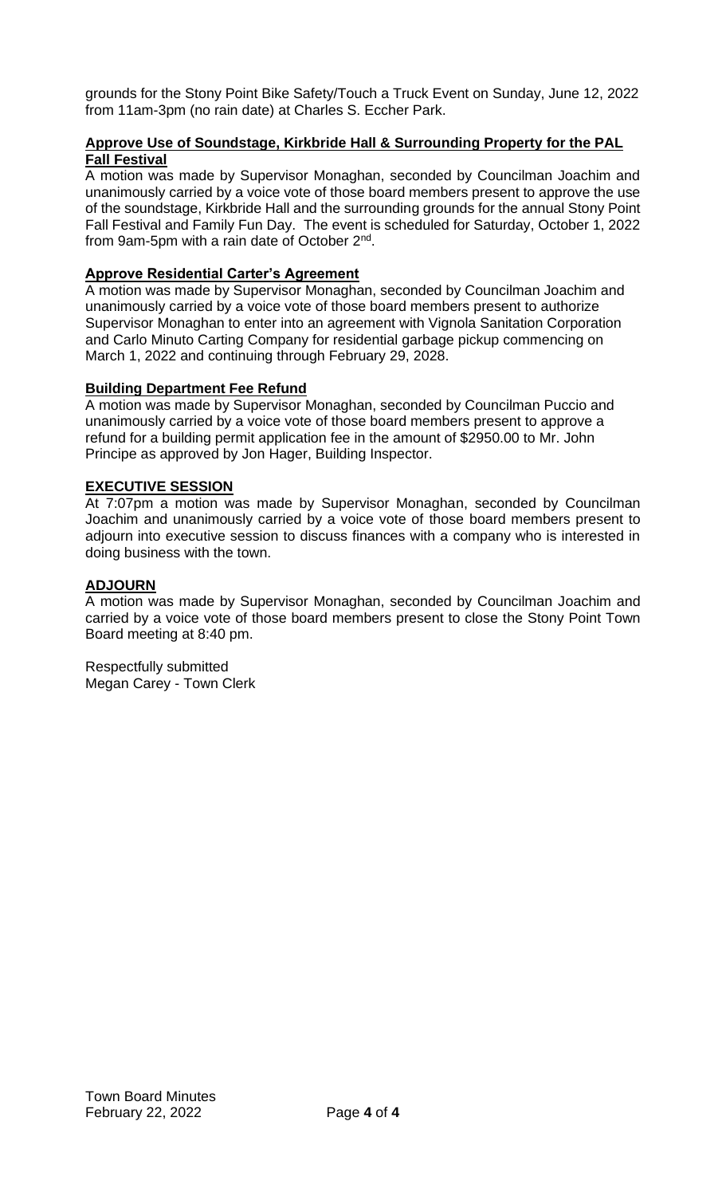grounds for the Stony Point Bike Safety/Touch a Truck Event on Sunday, June 12, 2022 from 11am-3pm (no rain date) at Charles S. Eccher Park.

**Approve Use of Soundstage, Kirkbride Hall & Surrounding Property for the PAL Fall Festival**

A motion was made by Supervisor Monaghan, seconded by Councilman Joachim and unanimously carried by a voice vote of those board members present to approve the use of the soundstage, Kirkbride Hall and the surrounding grounds for the annual Stony Point Fall Festival and Family Fun Day. The event is scheduled for Saturday, October 1, 2022 from 9am-5pm with a rain date of October 2nd.

**Approve Residential Carter's Agreement**

A motion was made by Supervisor Monaghan, seconded by Councilman Joachim and unanimously carried by a voice vote of those board members present to authorize Supervisor Monaghan to enter into an agreement with Vignola Sanitation Corporation and Carlo Minuto Carting Company for residential garbage pickup commencing on March 1, 2022 and continuing through February 29, 2028.

**Building Department Fee Refund**

A motion was made by Supervisor Monaghan, seconded by Councilman Puccio and unanimously carried by a voice vote of those board members present to approve a refund for a building permit application fee in the amount of $2950.00 to Mr. John Principe as approved by Jon Hager, Building Inspector.

**EXECUTIVE SESSION**

At 7:07pm a motion was made by Supervisor Monaghan, seconded by Councilman Joachim and unanimously carried by a voice vote of those board members present to adjourn into executive session to discuss finances with a company who is interested in doing business with the town.

**ADJOURN**

A motion was made by Supervisor Monaghan, seconded by Councilman Joachim and carried by a voice vote of those board members present to close the Stony Point Town Board meeting at 8:40 pm.

Respectfully submitted
Megan Carey - Town Clerk